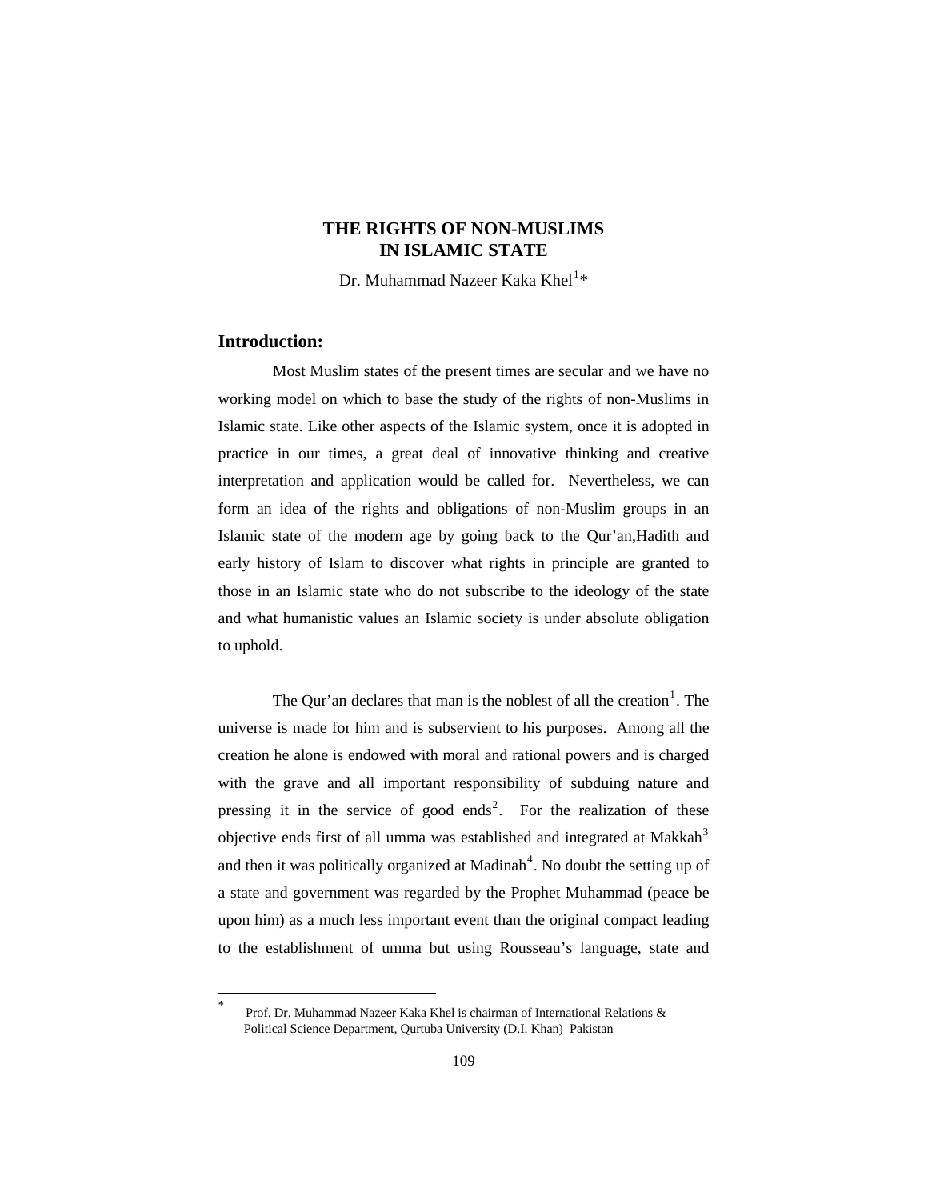# THE RIGHTS OF NON-MUSLIMS IN ISLAMIC STATE

Dr. Muhammad Nazeer Kaka Khel[1]*

## Introduction:

Most Muslim states of the present times are secular and we have no working model on which to base the study of the rights of non-Muslims in Islamic state. Like other aspects of the Islamic system, once it is adopted in practice in our times, a great deal of innovative thinking and creative interpretation and application would be called for. Nevertheless, we can form an idea of the rights and obligations of non-Muslim groups in an Islamic state of the modern age by going back to the Qur'an,Hadith and early history of Islam to discover what rights in principle are granted to those in an Islamic state who do not subscribe to the ideology of the state and what humanistic values an Islamic society is under absolute obligation to uphold.

The Qur'an declares that man is the noblest of all the creation[1]. The universe is made for him and is subservient to his purposes. Among all the creation he alone is endowed with moral and rational powers and is charged with the grave and all important responsibility of subduing nature and pressing it in the service of good ends[2]. For the realization of these objective ends first of all umma was established and integrated at Makkah[3] and then it was politically organized at Madinah[4]. No doubt the setting up of a state and government was regarded by the Prophet Muhammad (peace be upon him) as a much less important event than the original compact leading to the establishment of umma but using Rousseau's language, state and

---

* Prof. Dr. Muhammad Nazeer Kaka Khel is chairman of International Relations & Political Science Department, Qurtuba University (D.I. Khan) Pakistan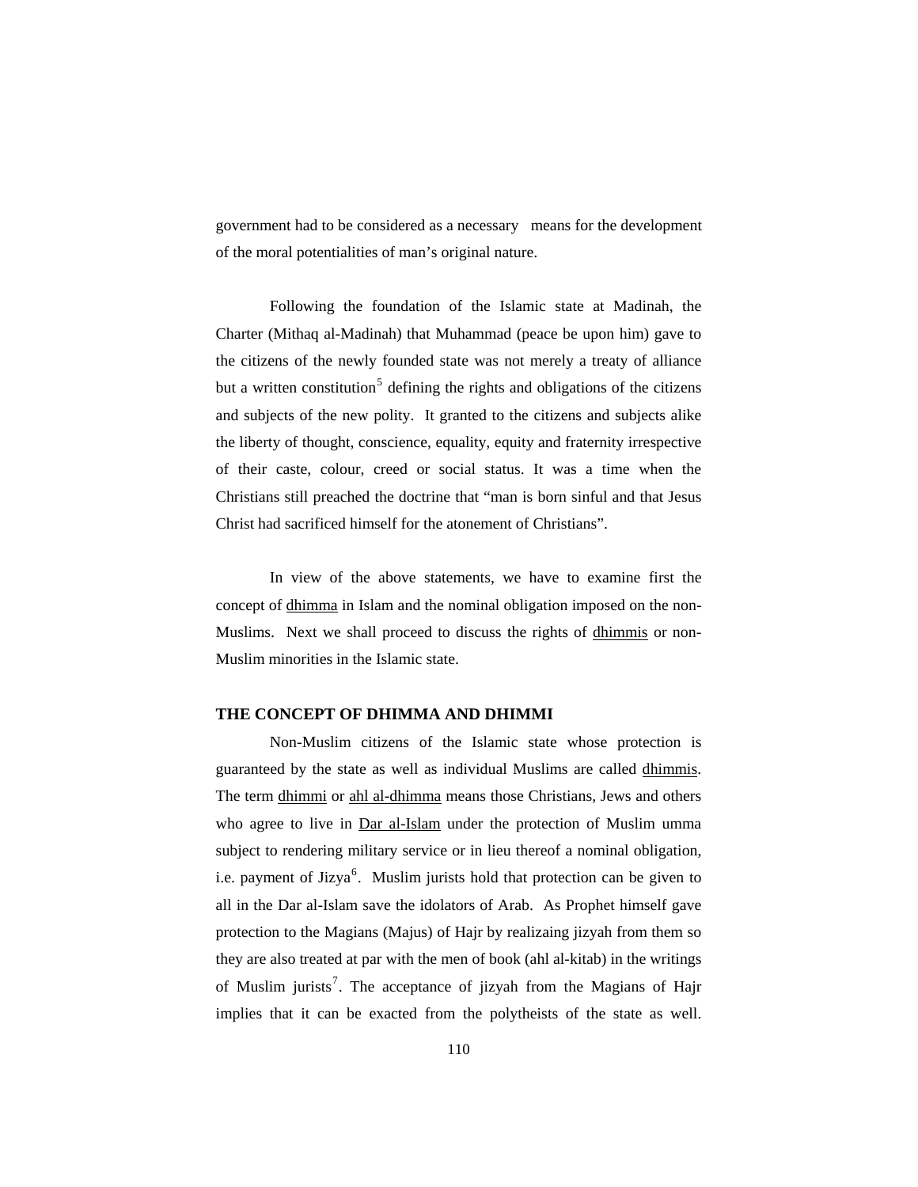government had to be considered as a necessary means for the development of the moral potentialities of man's original nature.

Following the foundation of the Islamic state at Madinah, the Charter (Mithaq al-Madinah) that Muhammad (peace be upon him) gave to the citizens of the newly founded state was not merely a treaty of alliance but a written constitution[5] defining the rights and obligations of the citizens and subjects of the new polity. It granted to the citizens and subjects alike the liberty of thought, conscience, equality, equity and fraternity irrespective of their caste, colour, creed or social status. It was a time when the Christians still preached the doctrine that "man is born sinful and that Jesus Christ had sacrificed himself for the atonement of Christians".

In view of the above statements, we have to examine first the concept of dhimma in Islam and the nominal obligation imposed on the non-Muslims. Next we shall proceed to discuss the rights of dhimmis or non-Muslim minorities in the Islamic state.

## THE CONCEPT OF DHIMMA AND DHIMMI

Non-Muslim citizens of the Islamic state whose protection is guaranteed by the state as well as individual Muslims are called dhimmis. The term dhimmi or ahl al-dhimma means those Christians, Jews and others who agree to live in Dar al-Islam under the protection of Muslim umma subject to rendering military service or in lieu thereof a nominal obligation, i.e. payment of Jizya[6]. Muslim jurists hold that protection can be given to all in the Dar al-Islam save the idolators of Arab. As Prophet himself gave protection to the Magians (Majus) of Hajr by realizaing jizyah from them so they are also treated at par with the men of book (ahl al-kitab) in the writings of Muslim jurists[7]. The acceptance of jizyah from the Magians of Hajr implies that it can be exacted from the polytheists of the state as well.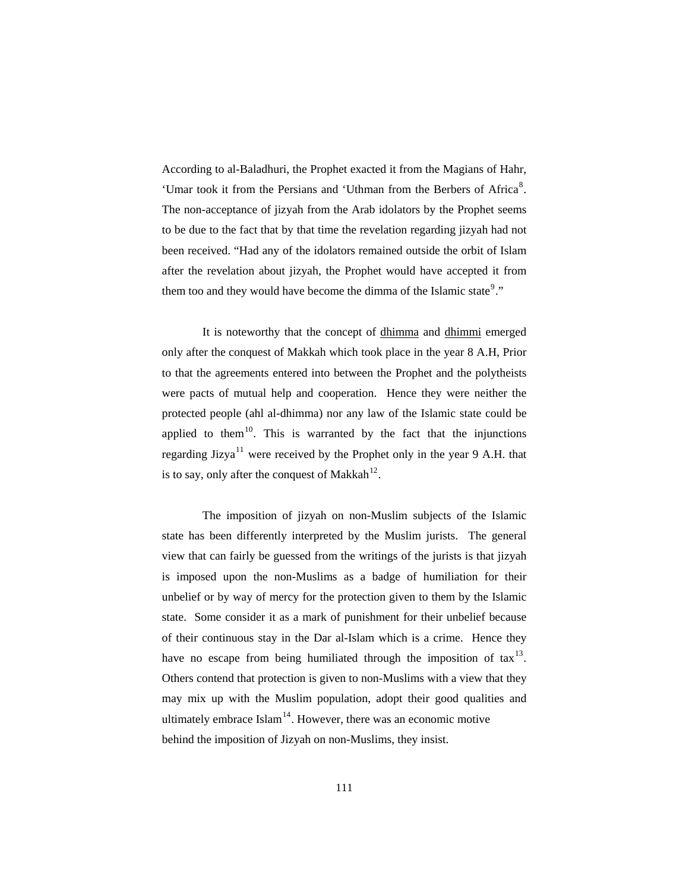According to al-Baladhuri, the Prophet exacted it from the Magians of Hahr, 'Umar took it from the Persians and 'Uthman from the Berbers of Africa[8]. The non-acceptance of jizyah from the Arab idolators by the Prophet seems to be due to the fact that by that time the revelation regarding jizyah had not been received. "Had any of the idolators remained outside the orbit of Islam after the revelation about jizyah, the Prophet would have accepted it from them too and they would have become the dimma of the Islamic state[9]."

It is noteworthy that the concept of <u>dhimma</u> and <u>dhimmi</u> emerged only after the conquest of Makkah which took place in the year 8 A.H, Prior to that the agreements entered into between the Prophet and the polytheists were pacts of mutual help and cooperation. Hence they were neither the protected people (ahl al-dhimma) nor any law of the Islamic state could be applied to them[10]. This is warranted by the fact that the injunctions regarding Jizya[11] were received by the Prophet only in the year 9 A.H. that is to say, only after the conquest of Makkah[12].

The imposition of jizyah on non-Muslim subjects of the Islamic state has been differently interpreted by the Muslim jurists. The general view that can fairly be guessed from the writings of the jurists is that jizyah is imposed upon the non-Muslims as a badge of humiliation for their unbelief or by way of mercy for the protection given to them by the Islamic state. Some consider it as a mark of punishment for their unbelief because of their continuous stay in the Dar al-Islam which is a crime. Hence they have no escape from being humiliated through the imposition of tax[13]. Others contend that protection is given to non-Muslims with a view that they may mix up with the Muslim population, adopt their good qualities and ultimately embrace Islam[14]. However, there was an economic motive behind the imposition of Jizyah on non-Muslims, they insist.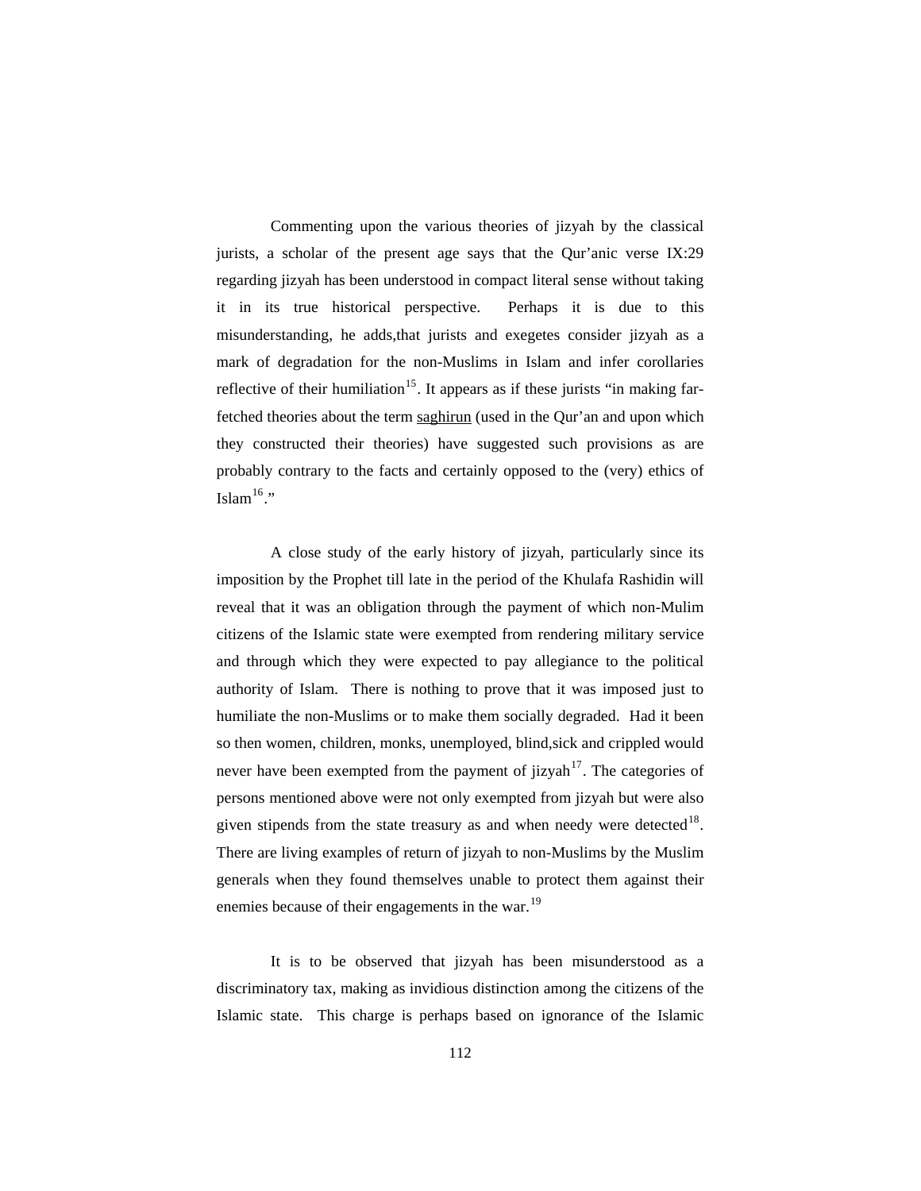Commenting upon the various theories of jizyah by the classical jurists, a scholar of the present age says that the Qur'anic verse IX:29 regarding jizyah has been understood in compact literal sense without taking it in its true historical perspective. Perhaps it is due to this misunderstanding, he adds,that jurists and exegetes consider jizyah as a mark of degradation for the non-Muslims in Islam and infer corollaries reflective of their humiliation[15]. It appears as if these jurists "in making far-fetched theories about the term saghirun (used in the Qur'an and upon which they constructed their theories) have suggested such provisions as are probably contrary to the facts and certainly opposed to the (very) ethics of Islam[16]."

A close study of the early history of jizyah, particularly since its imposition by the Prophet till late in the period of the Khulafa Rashidin will reveal that it was an obligation through the payment of which non-Mulim citizens of the Islamic state were exempted from rendering military service and through which they were expected to pay allegiance to the political authority of Islam. There is nothing to prove that it was imposed just to humiliate the non-Muslims or to make them socially degraded. Had it been so then women, children, monks, unemployed, blind,sick and crippled would never have been exempted from the payment of jizyah[17]. The categories of persons mentioned above were not only exempted from jizyah but were also given stipends from the state treasury as and when needy were detected[18]. There are living examples of return of jizyah to non-Muslims by the Muslim generals when they found themselves unable to protect them against their enemies because of their engagements in the war.[19]

It is to be observed that jizyah has been misunderstood as a discriminatory tax, making as invidious distinction among the citizens of the Islamic state. This charge is perhaps based on ignorance of the Islamic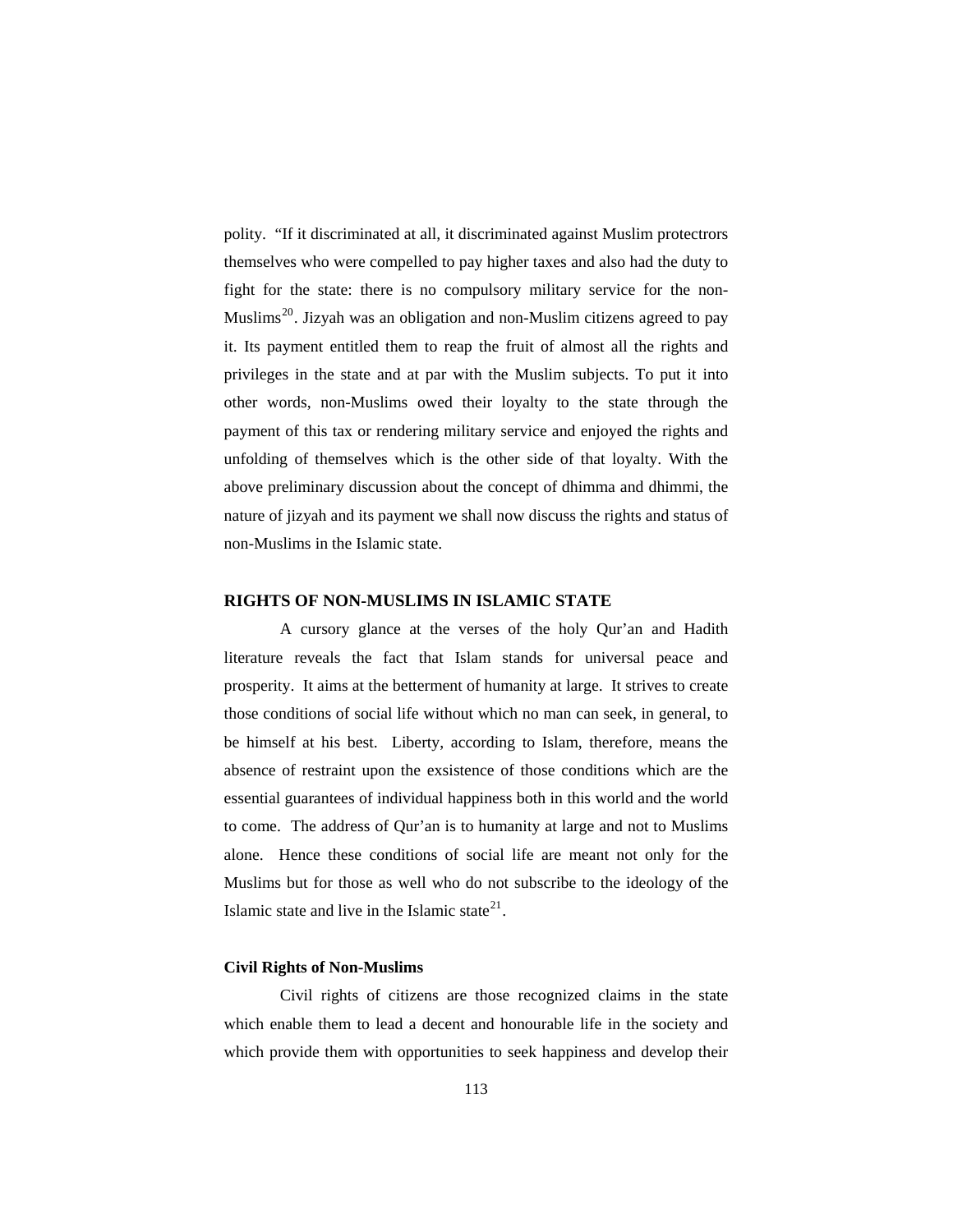polity. "If it discriminated at all, it discriminated against Muslim protectrors themselves who were compelled to pay higher taxes and also had the duty to fight for the state: there is no compulsory military service for the non-Muslims[20]. Jizyah was an obligation and non-Muslim citizens agreed to pay it. Its payment entitled them to reap the fruit of almost all the rights and privileges in the state and at par with the Muslim subjects. To put it into other words, non-Muslims owed their loyalty to the state through the payment of this tax or rendering military service and enjoyed the rights and unfolding of themselves which is the other side of that loyalty. With the above preliminary discussion about the concept of dhimma and dhimmi, the nature of jizyah and its payment we shall now discuss the rights and status of non-Muslims in the Islamic state.

## RIGHTS OF NON-MUSLIMS IN ISLAMIC STATE

A cursory glance at the verses of the holy Qur'an and Hadith literature reveals the fact that Islam stands for universal peace and prosperity. It aims at the betterment of humanity at large. It strives to create those conditions of social life without which no man can seek, in general, to be himself at his best. Liberty, according to Islam, therefore, means the absence of restraint upon the exsistence of those conditions which are the essential guarantees of individual happiness both in this world and the world to come. The address of Qur'an is to humanity at large and not to Muslims alone. Hence these conditions of social life are meant not only for the Muslims but for those as well who do not subscribe to the ideology of the Islamic state and live in the Islamic state[21].

### Civil Rights of Non-Muslims

Civil rights of citizens are those recognized claims in the state which enable them to lead a decent and honourable life in the society and which provide them with opportunities to seek happiness and develop their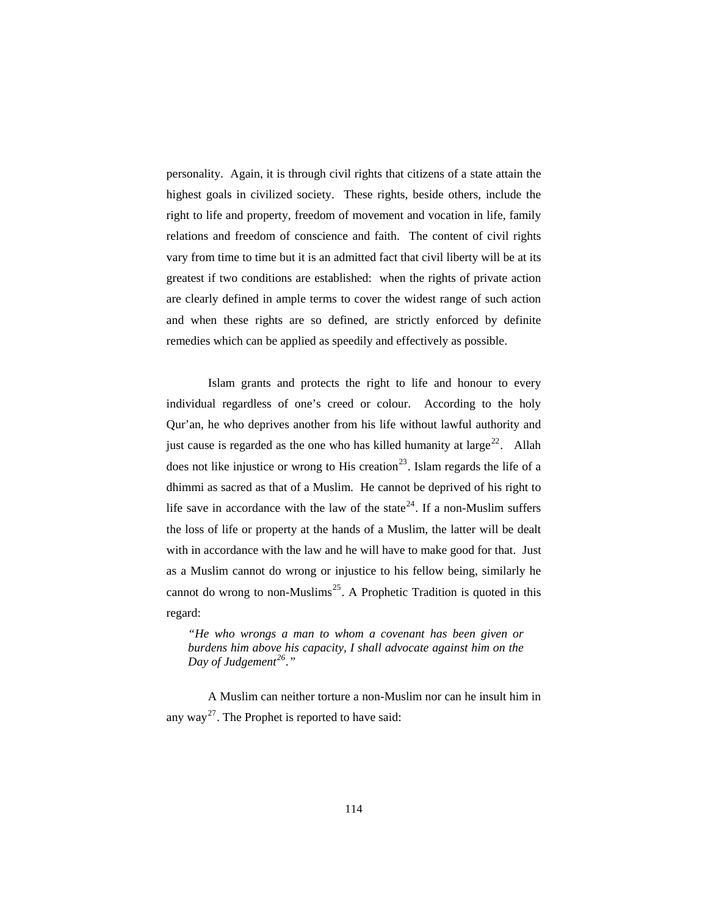personality. Again, it is through civil rights that citizens of a state attain the highest goals in civilized society. These rights, beside others, include the right to life and property, freedom of movement and vocation in life, family relations and freedom of conscience and faith. The content of civil rights vary from time to time but it is an admitted fact that civil liberty will be at its greatest if two conditions are established: when the rights of private action are clearly defined in ample terms to cover the widest range of such action and when these rights are so defined, are strictly enforced by definite remedies which can be applied as speedily and effectively as possible.

Islam grants and protects the right to life and honour to every individual regardless of one's creed or colour. According to the holy Qur'an, he who deprives another from his life without lawful authority and just cause is regarded as the one who has killed humanity at large[22]. Allah does not like injustice or wrong to His creation[23]. Islam regards the life of a dhimmi as sacred as that of a Muslim. He cannot be deprived of his right to life save in accordance with the law of the state[24]. If a non-Muslim suffers the loss of life or property at the hands of a Muslim, the latter will be dealt with in accordance with the law and he will have to make good for that. Just as a Muslim cannot do wrong or injustice to his fellow being, similarly he cannot do wrong to non-Muslims[25]. A Prophetic Tradition is quoted in this regard:

> *"He who wrongs a man to whom a covenant has been given or burdens him above his capacity, I shall advocate against him on the Day of Judgement[26]."*

A Muslim can neither torture a non-Muslim nor can he insult him in any way[27]. The Prophet is reported to have said: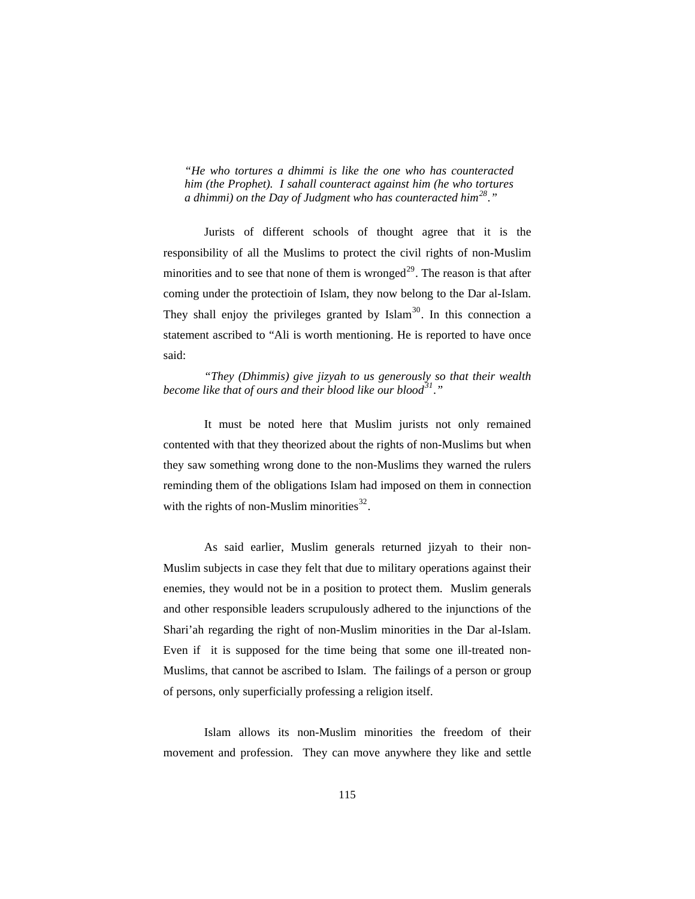*"He who tortures a dhimmi is like the one who has counteracted him (the Prophet). I sahall counteract against him (he who tortures a dhimmi) on the Day of Judgment who has counteracted him[28]."*

Jurists of different schools of thought agree that it is the responsibility of all the Muslims to protect the civil rights of non-Muslim minorities and to see that none of them is wronged[29]. The reason is that after coming under the protectioin of Islam, they now belong to the Dar al-Islam. They shall enjoy the privileges granted by Islam[30]. In this connection a statement ascribed to "Ali is worth mentioning. He is reported to have once said:

*"They (Dhimmis) give jizyah to us generously so that their wealth become like that of ours and their blood like our blood[31]."*

It must be noted here that Muslim jurists not only remained contented with that they theorized about the rights of non-Muslims but when they saw something wrong done to the non-Muslims they warned the rulers reminding them of the obligations Islam had imposed on them in connection with the rights of non-Muslim minorities[32].

As said earlier, Muslim generals returned jizyah to their non-Muslim subjects in case they felt that due to military operations against their enemies, they would not be in a position to protect them. Muslim generals and other responsible leaders scrupulously adhered to the injunctions of the Shari'ah regarding the right of non-Muslim minorities in the Dar al-Islam. Even if it is supposed for the time being that some one ill-treated non-Muslims, that cannot be ascribed to Islam. The failings of a person or group of persons, only superficially professing a religion itself.

Islam allows its non-Muslim minorities the freedom of their movement and profession. They can move anywhere they like and settle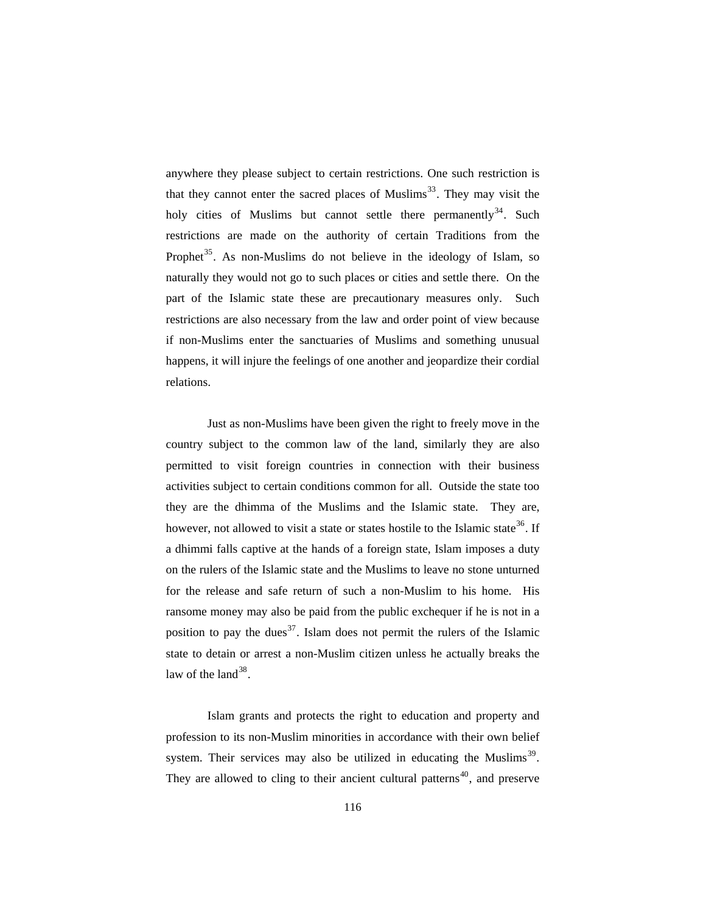anywhere they please subject to certain restrictions. One such restriction is that they cannot enter the sacred places of Muslims[33]. They may visit the holy cities of Muslims but cannot settle there permanently[34]. Such restrictions are made on the authority of certain Traditions from the Prophet[35]. As non-Muslims do not believe in the ideology of Islam, so naturally they would not go to such places or cities and settle there. On the part of the Islamic state these are precautionary measures only. Such restrictions are also necessary from the law and order point of view because if non-Muslims enter the sanctuaries of Muslims and something unusual happens, it will injure the feelings of one another and jeopardize their cordial relations.

Just as non-Muslims have been given the right to freely move in the country subject to the common law of the land, similarly they are also permitted to visit foreign countries in connection with their business activities subject to certain conditions common for all. Outside the state too they are the dhimma of the Muslims and the Islamic state. They are, however, not allowed to visit a state or states hostile to the Islamic state[36]. If a dhimmi falls captive at the hands of a foreign state, Islam imposes a duty on the rulers of the Islamic state and the Muslims to leave no stone unturned for the release and safe return of such a non-Muslim to his home. His ransome money may also be paid from the public exchequer if he is not in a position to pay the dues[37]. Islam does not permit the rulers of the Islamic state to detain or arrest a non-Muslim citizen unless he actually breaks the law of the land[38].

Islam grants and protects the right to education and property and profession to its non-Muslim minorities in accordance with their own belief system. Their services may also be utilized in educating the Muslims[39]. They are allowed to cling to their ancient cultural patterns[40], and preserve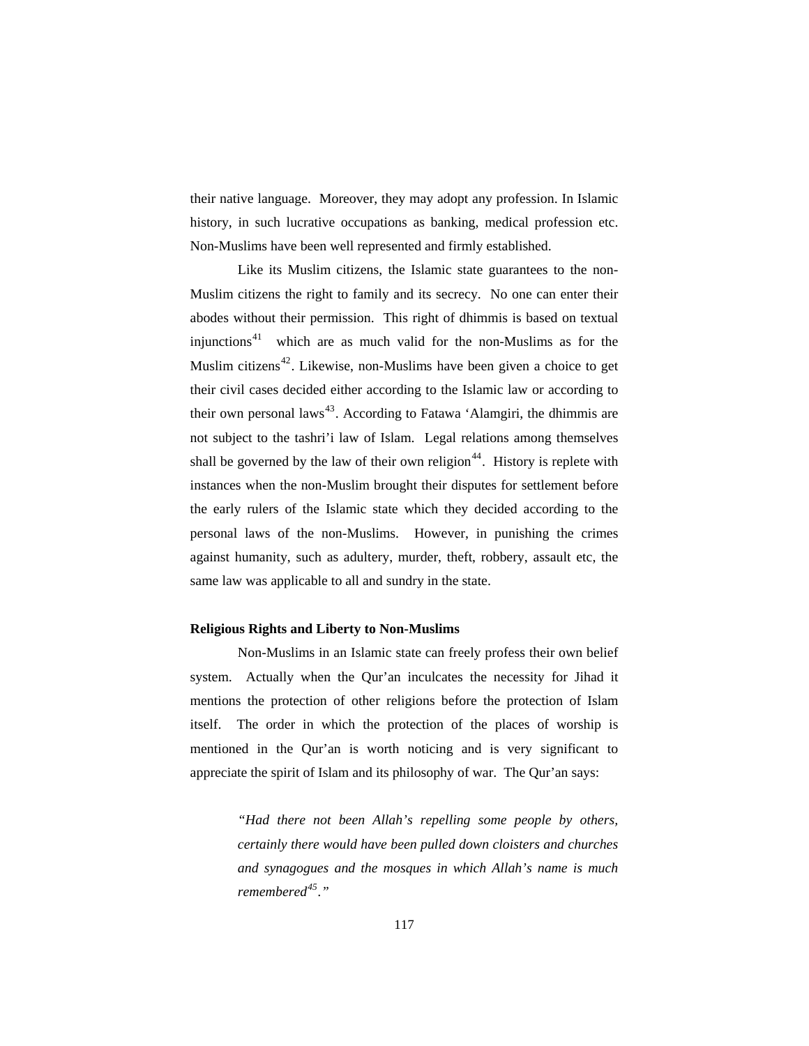their native language. Moreover, they may adopt any profession. In Islamic history, in such lucrative occupations as banking, medical profession etc. Non-Muslims have been well represented and firmly established.

Like its Muslim citizens, the Islamic state guarantees to the non-Muslim citizens the right to family and its secrecy. No one can enter their abodes without their permission. This right of dhimmis is based on textual injunctions[41] which are as much valid for the non-Muslims as for the Muslim citizens[42]. Likewise, non-Muslims have been given a choice to get their civil cases decided either according to the Islamic law or according to their own personal laws[43]. According to Fatawa 'Alamgiri, the dhimmis are not subject to the tashri'i law of Islam. Legal relations among themselves shall be governed by the law of their own religion[44]. History is replete with instances when the non-Muslim brought their disputes for settlement before the early rulers of the Islamic state which they decided according to the personal laws of the non-Muslims. However, in punishing the crimes against humanity, such as adultery, murder, theft, robbery, assault etc, the same law was applicable to all and sundry in the state.

**Religious Rights and Liberty to Non-Muslims**

Non-Muslims in an Islamic state can freely profess their own belief system. Actually when the Qur'an inculcates the necessity for Jihad it mentions the protection of other religions before the protection of Islam itself. The order in which the protection of the places of worship is mentioned in the Qur'an is worth noticing and is very significant to appreciate the spirit of Islam and its philosophy of war. The Qur'an says:

> *"Had there not been Allah's repelling some people by others, certainly there would have been pulled down cloisters and churches and synagogues and the mosques in which Allah's name is much remembered[45]."*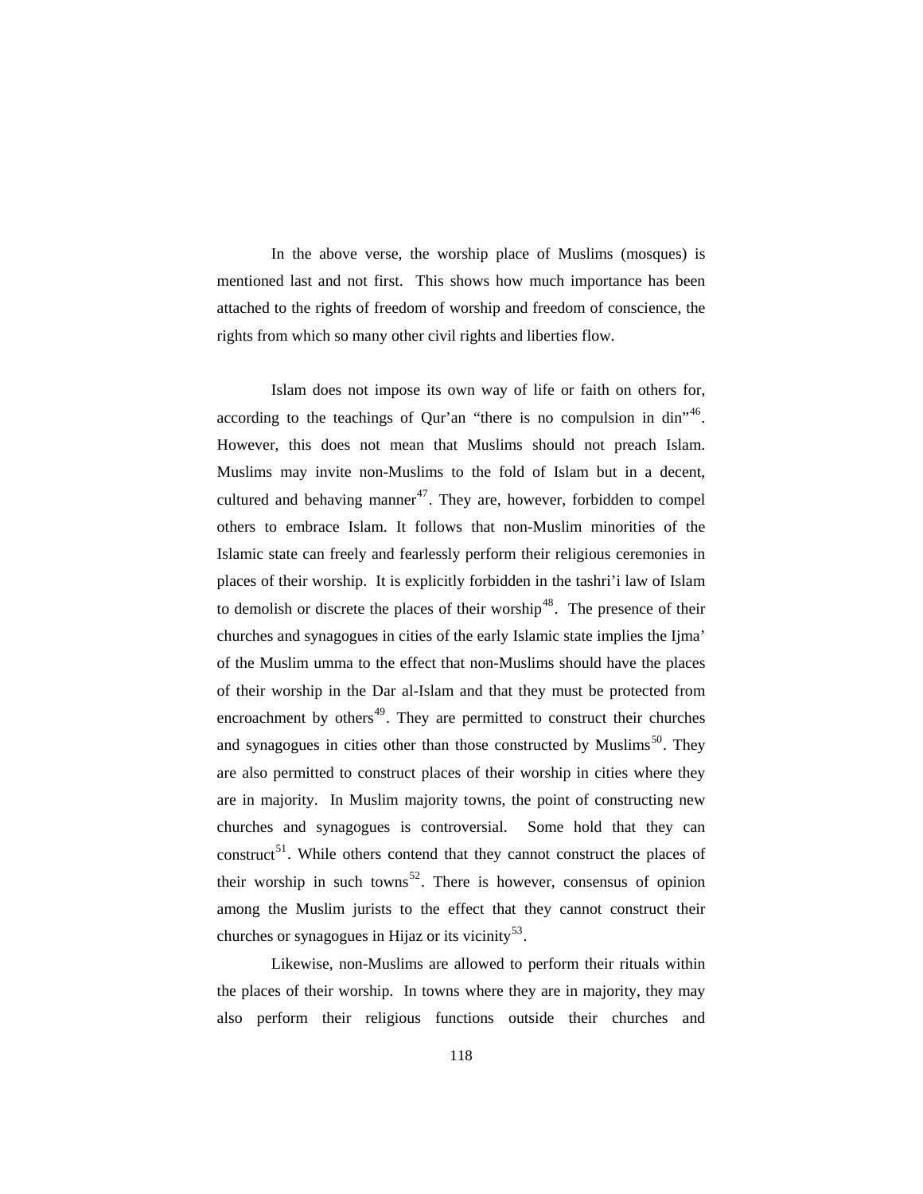In the above verse, the worship place of Muslims (mosques) is mentioned last and not first. This shows how much importance has been attached to the rights of freedom of worship and freedom of conscience, the rights from which so many other civil rights and liberties flow.

Islam does not impose its own way of life or faith on others for, according to the teachings of Qur'an "there is no compulsion in din"[46]. However, this does not mean that Muslims should not preach Islam. Muslims may invite non-Muslims to the fold of Islam but in a decent, cultured and behaving manner[47]. They are, however, forbidden to compel others to embrace Islam. It follows that non-Muslim minorities of the Islamic state can freely and fearlessly perform their religious ceremonies in places of their worship. It is explicitly forbidden in the tashri'i law of Islam to demolish or discrete the places of their worship[48]. The presence of their churches and synagogues in cities of the early Islamic state implies the Ijma' of the Muslim umma to the effect that non-Muslims should have the places of their worship in the Dar al-Islam and that they must be protected from encroachment by others[49]. They are permitted to construct their churches and synagogues in cities other than those constructed by Muslims[50]. They are also permitted to construct places of their worship in cities where they are in majority. In Muslim majority towns, the point of constructing new churches and synagogues is controversial. Some hold that they can construct[51]. While others contend that they cannot construct the places of their worship in such towns[52]. There is however, consensus of opinion among the Muslim jurists to the effect that they cannot construct their churches or synagogues in Hijaz or its vicinity[53].

Likewise, non-Muslims are allowed to perform their rituals within the places of their worship. In towns where they are in majority, they may also perform their religious functions outside their churches and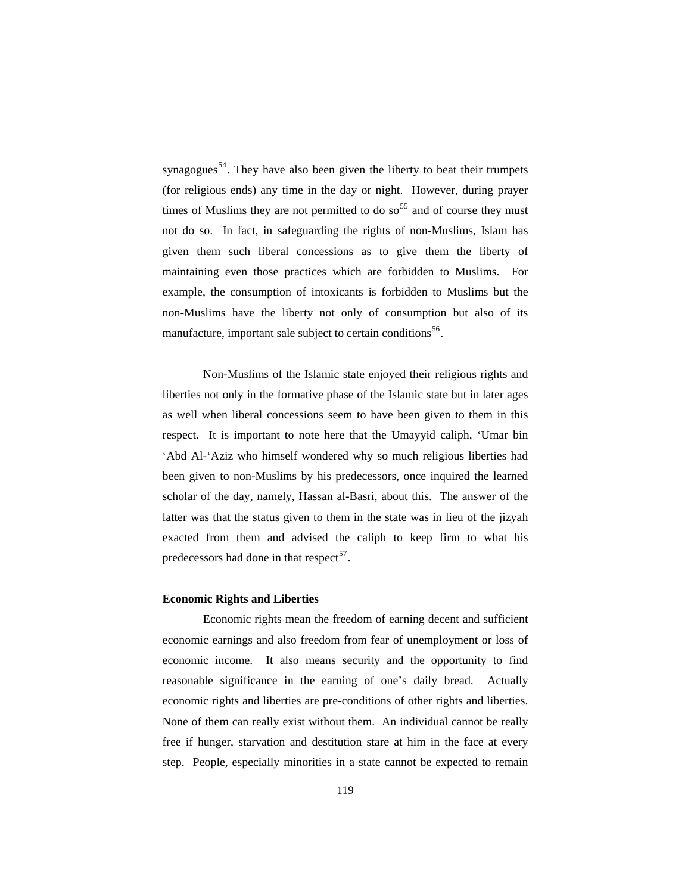synagogues[54]. They have also been given the liberty to beat their trumpets (for religious ends) any time in the day or night. However, during prayer times of Muslims they are not permitted to do so[55] and of course they must not do so. In fact, in safeguarding the rights of non-Muslims, Islam has given them such liberal concessions as to give them the liberty of maintaining even those practices which are forbidden to Muslims. For example, the consumption of intoxicants is forbidden to Muslims but the non-Muslims have the liberty not only of consumption but also of its manufacture, important sale subject to certain conditions[56].

Non-Muslims of the Islamic state enjoyed their religious rights and liberties not only in the formative phase of the Islamic state but in later ages as well when liberal concessions seem to have been given to them in this respect. It is important to note here that the Umayyid caliph, 'Umar bin 'Abd Al-'Aziz who himself wondered why so much religious liberties had been given to non-Muslims by his predecessors, once inquired the learned scholar of the day, namely, Hassan al-Basri, about this. The answer of the latter was that the status given to them in the state was in lieu of the jizyah exacted from them and advised the caliph to keep firm to what his predecessors had done in that respect[57].

**Economic Rights and Liberties**

Economic rights mean the freedom of earning decent and sufficient economic earnings and also freedom from fear of unemployment or loss of economic income. It also means security and the opportunity to find reasonable significance in the earning of one's daily bread. Actually economic rights and liberties are pre-conditions of other rights and liberties. None of them can really exist without them. An individual cannot be really free if hunger, starvation and destitution stare at him in the face at every step. People, especially minorities in a state cannot be expected to remain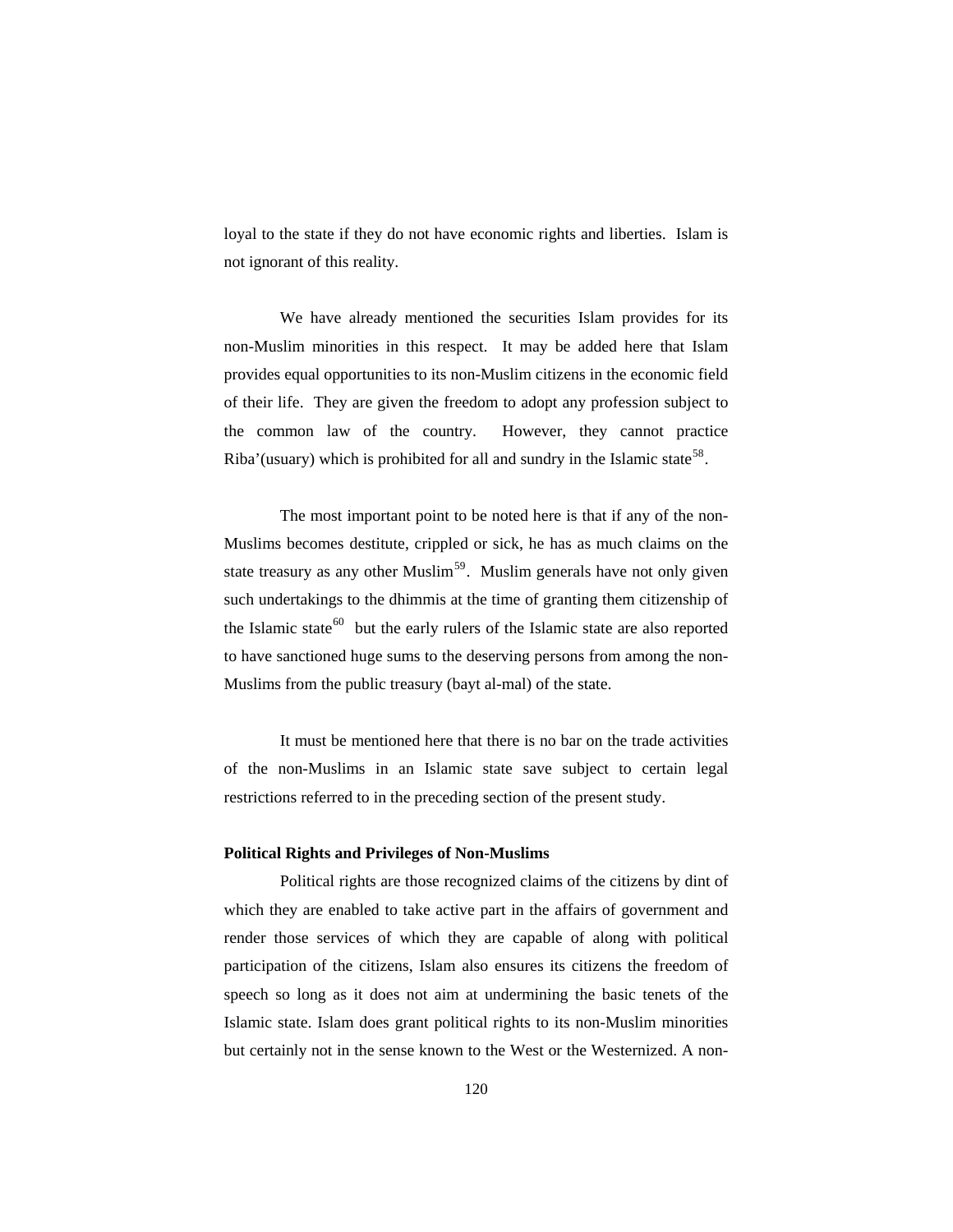loyal to the state if they do not have economic rights and liberties. Islam is not ignorant of this reality.

We have already mentioned the securities Islam provides for its non-Muslim minorities in this respect. It may be added here that Islam provides equal opportunities to its non-Muslim citizens in the economic field of their life. They are given the freedom to adopt any profession subject to the common law of the country. However, they cannot practice Riba'(usuary) which is prohibited for all and sundry in the Islamic state[58].

The most important point to be noted here is that if any of the non-Muslims becomes destitute, crippled or sick, he has as much claims on the state treasury as any other Muslim[59]. Muslim generals have not only given such undertakings to the dhimmis at the time of granting them citizenship of the Islamic state[60] but the early rulers of the Islamic state are also reported to have sanctioned huge sums to the deserving persons from among the non-Muslims from the public treasury (bayt al-mal) of the state.

It must be mentioned here that there is no bar on the trade activities of the non-Muslims in an Islamic state save subject to certain legal restrictions referred to in the preceding section of the present study.

**Political Rights and Privileges of Non-Muslims**

Political rights are those recognized claims of the citizens by dint of which they are enabled to take active part in the affairs of government and render those services of which they are capable of along with political participation of the citizens, Islam also ensures its citizens the freedom of speech so long as it does not aim at undermining the basic tenets of the Islamic state. Islam does grant political rights to its non-Muslim minorities but certainly not in the sense known to the West or the Westernized. A non-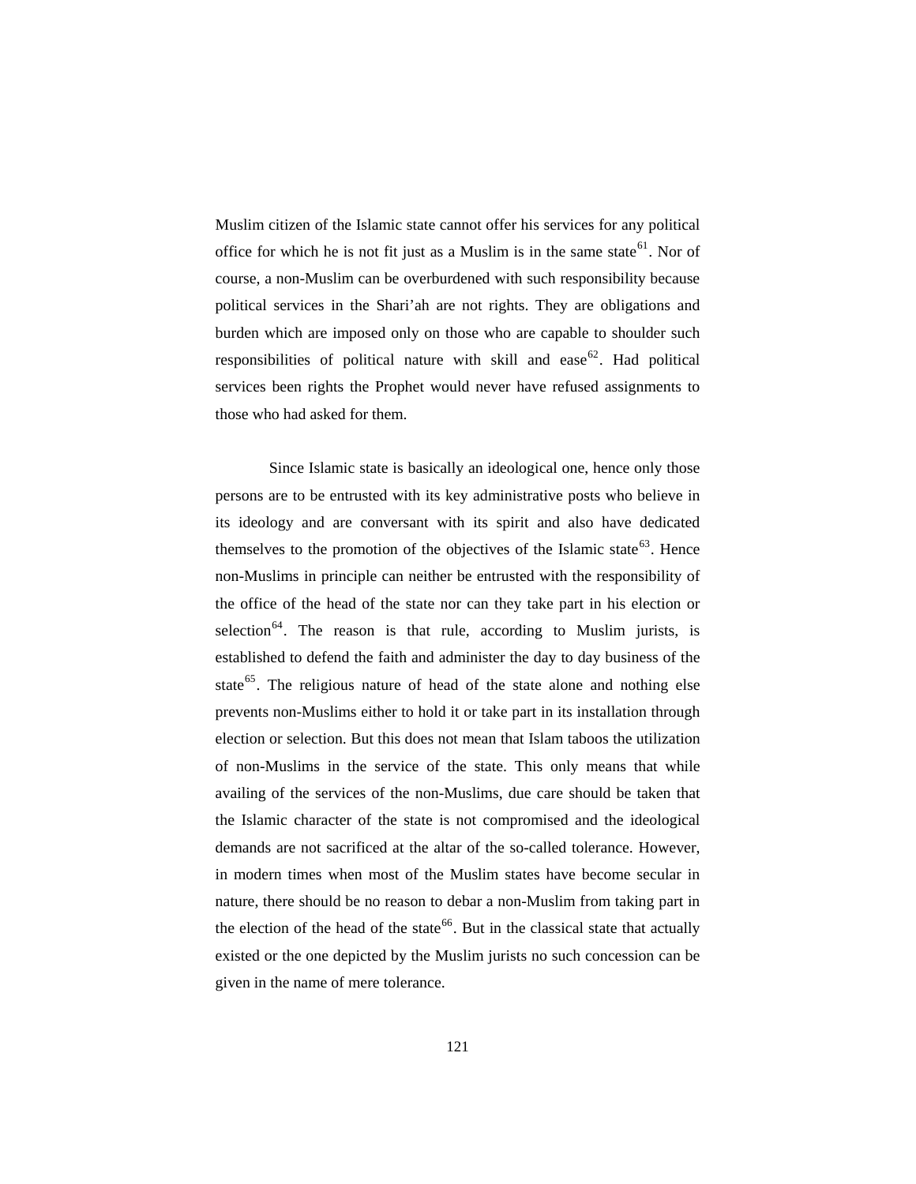Muslim citizen of the Islamic state cannot offer his services for any political office for which he is not fit just as a Muslim is in the same state[61]. Nor of course, a non-Muslim can be overburdened with such responsibility because political services in the Shari'ah are not rights. They are obligations and burden which are imposed only on those who are capable to shoulder such responsibilities of political nature with skill and ease[62]. Had political services been rights the Prophet would never have refused assignments to those who had asked for them.

Since Islamic state is basically an ideological one, hence only those persons are to be entrusted with its key administrative posts who believe in its ideology and are conversant with its spirit and also have dedicated themselves to the promotion of the objectives of the Islamic state[63]. Hence non-Muslims in principle can neither be entrusted with the responsibility of the office of the head of the state nor can they take part in his election or selection[64]. The reason is that rule, according to Muslim jurists, is established to defend the faith and administer the day to day business of the state[65]. The religious nature of head of the state alone and nothing else prevents non-Muslims either to hold it or take part in its installation through election or selection. But this does not mean that Islam taboos the utilization of non-Muslims in the service of the state. This only means that while availing of the services of the non-Muslims, due care should be taken that the Islamic character of the state is not compromised and the ideological demands are not sacrificed at the altar of the so-called tolerance. However, in modern times when most of the Muslim states have become secular in nature, there should be no reason to debar a non-Muslim from taking part in the election of the head of the state[66]. But in the classical state that actually existed or the one depicted by the Muslim jurists no such concession can be given in the name of mere tolerance.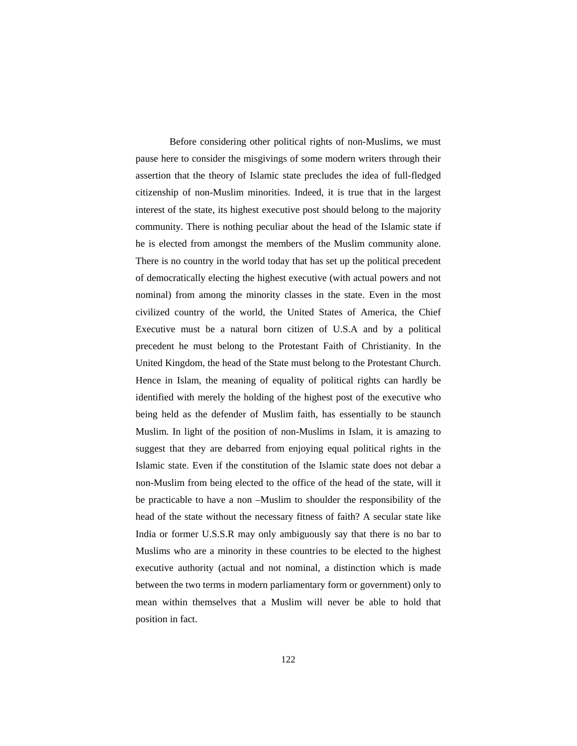Before considering other political rights of non-Muslims, we must pause here to consider the misgivings of some modern writers through their assertion that the theory of Islamic state precludes the idea of full-fledged citizenship of non-Muslim minorities. Indeed, it is true that in the largest interest of the state, its highest executive post should belong to the majority community. There is nothing peculiar about the head of the Islamic state if he is elected from amongst the members of the Muslim community alone. There is no country in the world today that has set up the political precedent of democratically electing the highest executive (with actual powers and not nominal) from among the minority classes in the state. Even in the most civilized country of the world, the United States of America, the Chief Executive must be a natural born citizen of U.S.A and by a political precedent he must belong to the Protestant Faith of Christianity. In the United Kingdom, the head of the State must belong to the Protestant Church. Hence in Islam, the meaning of equality of political rights can hardly be identified with merely the holding of the highest post of the executive who being held as the defender of Muslim faith, has essentially to be staunch Muslim. In light of the position of non-Muslims in Islam, it is amazing to suggest that they are debarred from enjoying equal political rights in the Islamic state. Even if the constitution of the Islamic state does not debar a non-Muslim from being elected to the office of the head of the state, will it be practicable to have a non –Muslim to shoulder the responsibility of the head of the state without the necessary fitness of faith? A secular state like India or former U.S.S.R may only ambiguously say that there is no bar to Muslims who are a minority in these countries to be elected to the highest executive authority (actual and not nominal, a distinction which is made between the two terms in modern parliamentary form or government) only to mean within themselves that a Muslim will never be able to hold that position in fact.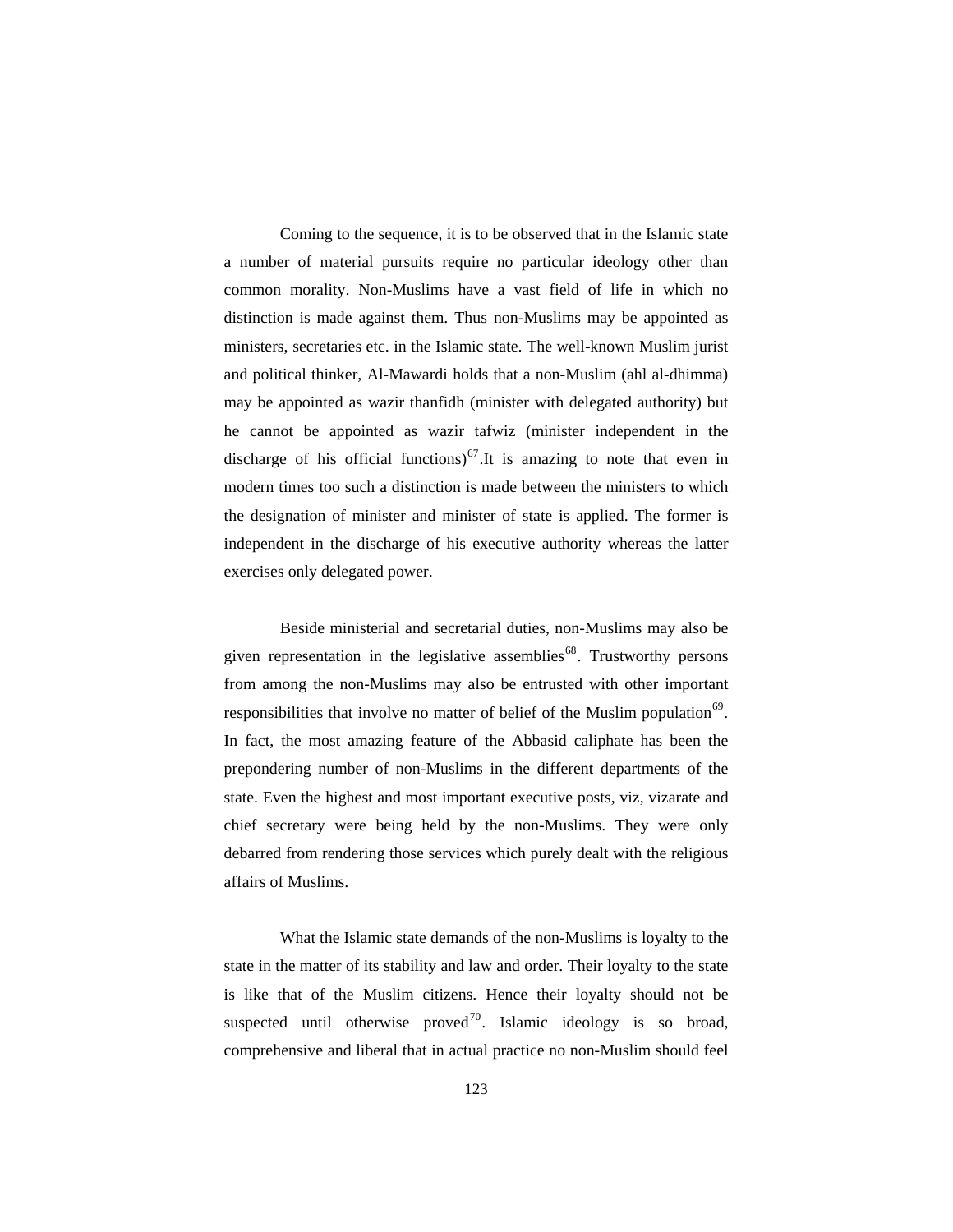Coming to the sequence, it is to be observed that in the Islamic state a number of material pursuits require no particular ideology other than common morality. Non-Muslims have a vast field of life in which no distinction is made against them. Thus non-Muslims may be appointed as ministers, secretaries etc. in the Islamic state. The well-known Muslim jurist and political thinker, Al-Mawardi holds that a non-Muslim (ahl al-dhimma) may be appointed as wazir thanfidh (minister with delegated authority) but he cannot be appointed as wazir tafwiz (minister independent in the discharge of his official functions)[67].It is amazing to note that even in modern times too such a distinction is made between the ministers to which the designation of minister and minister of state is applied. The former is independent in the discharge of his executive authority whereas the latter exercises only delegated power.

Beside ministerial and secretarial duties, non-Muslims may also be given representation in the legislative assemblies[68]. Trustworthy persons from among the non-Muslims may also be entrusted with other important responsibilities that involve no matter of belief of the Muslim population[69]. In fact, the most amazing feature of the Abbasid caliphate has been the prepondering number of non-Muslims in the different departments of the state. Even the highest and most important executive posts, viz, vizarate and chief secretary were being held by the non-Muslims. They were only debarred from rendering those services which purely dealt with the religious affairs of Muslims.

What the Islamic state demands of the non-Muslims is loyalty to the state in the matter of its stability and law and order. Their loyalty to the state is like that of the Muslim citizens. Hence their loyalty should not be suspected until otherwise proved[70]. Islamic ideology is so broad, comprehensive and liberal that in actual practice no non-Muslim should feel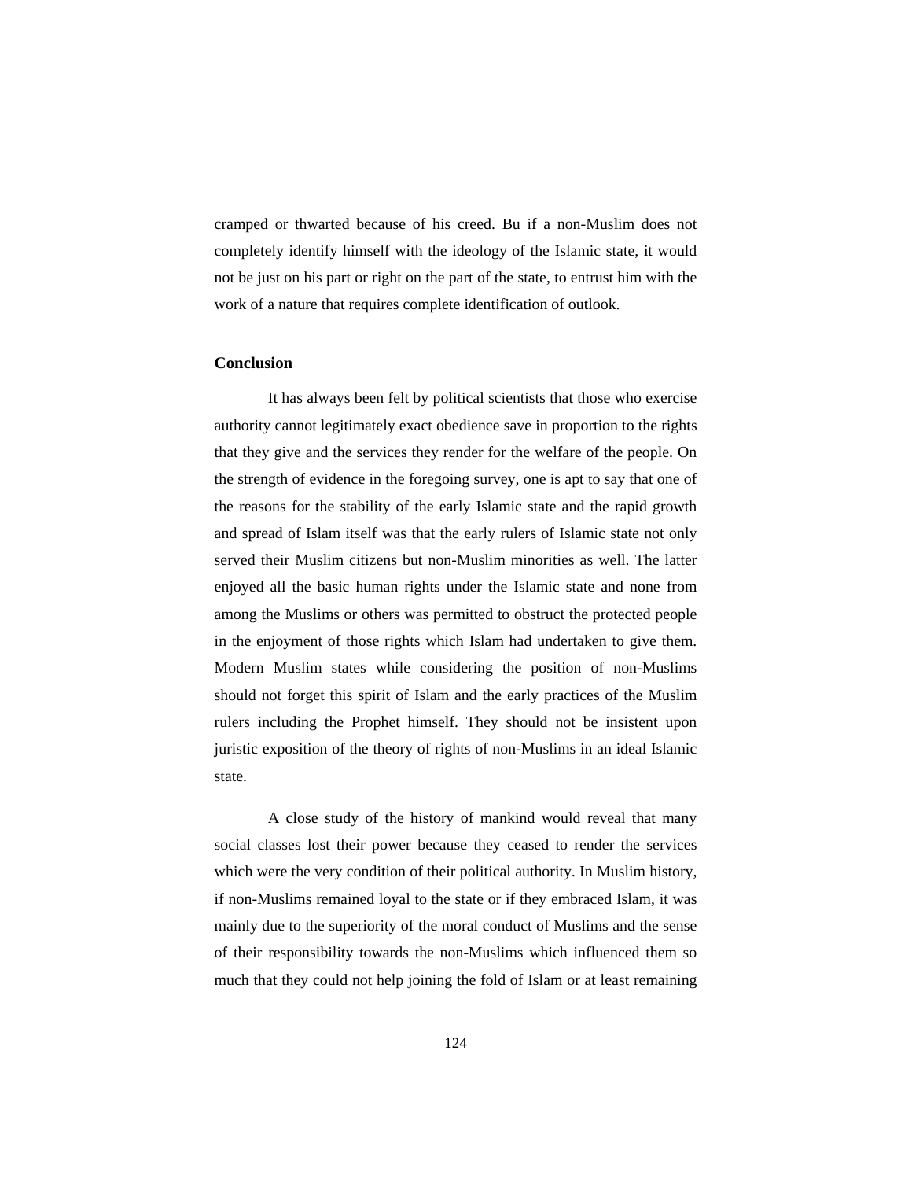cramped or thwarted because of his creed. Bu if a non-Muslim does not completely identify himself with the ideology of the Islamic state, it would not be just on his part or right on the part of the state, to entrust him with the work of a nature that requires complete identification of outlook.

**Conclusion**

It has always been felt by political scientists that those who exercise authority cannot legitimately exact obedience save in proportion to the rights that they give and the services they render for the welfare of the people. On the strength of evidence in the foregoing survey, one is apt to say that one of the reasons for the stability of the early Islamic state and the rapid growth and spread of Islam itself was that the early rulers of Islamic state not only served their Muslim citizens but non-Muslim minorities as well. The latter enjoyed all the basic human rights under the Islamic state and none from among the Muslims or others was permitted to obstruct the protected people in the enjoyment of those rights which Islam had undertaken to give them. Modern Muslim states while considering the position of non-Muslims should not forget this spirit of Islam and the early practices of the Muslim rulers including the Prophet himself. They should not be insistent upon juristic exposition of the theory of rights of non-Muslims in an ideal Islamic state.

A close study of the history of mankind would reveal that many social classes lost their power because they ceased to render the services which were the very condition of their political authority. In Muslim history, if non-Muslims remained loyal to the state or if they embraced Islam, it was mainly due to the superiority of the moral conduct of Muslims and the sense of their responsibility towards the non-Muslims which influenced them so much that they could not help joining the fold of Islam or at least remaining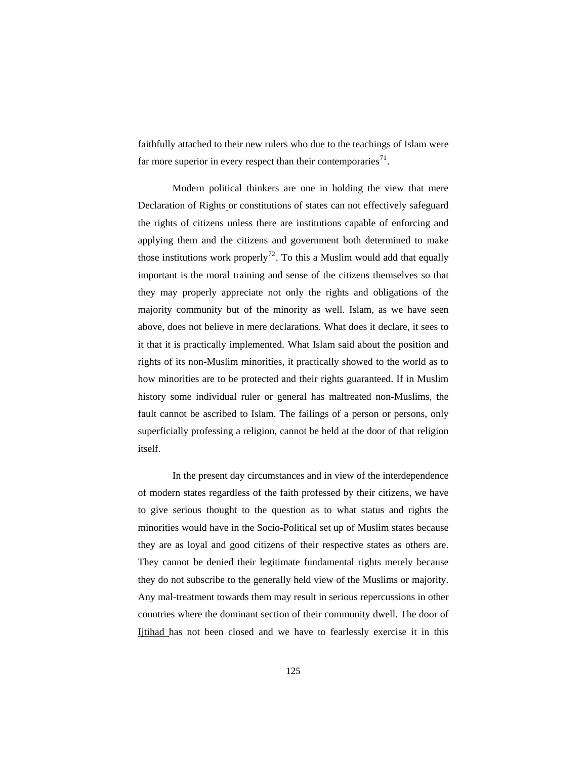faithfully attached to their new rulers who due to the teachings of Islam were far more superior in every respect than their contemporaries[71].

Modern political thinkers are one in holding the view that mere Declaration of Rights or constitutions of states can not effectively safeguard the rights of citizens unless there are institutions capable of enforcing and applying them and the citizens and government both determined to make those institutions work properly[72]. To this a Muslim would add that equally important is the moral training and sense of the citizens themselves so that they may properly appreciate not only the rights and obligations of the majority community but of the minority as well. Islam, as we have seen above, does not believe in mere declarations. What does it declare, it sees to it that it is practically implemented. What Islam said about the position and rights of its non-Muslim minorities, it practically showed to the world as to how minorities are to be protected and their rights guaranteed. If in Muslim history some individual ruler or general has maltreated non-Muslims, the fault cannot be ascribed to Islam. The failings of a person or persons, only superficially professing a religion, cannot be held at the door of that religion itself.

In the present day circumstances and in view of the interdependence of modern states regardless of the faith professed by their citizens, we have to give serious thought to the question as to what status and rights the minorities would have in the Socio-Political set up of Muslim states because they are as loyal and good citizens of their respective states as others are. They cannot be denied their legitimate fundamental rights merely because they do not subscribe to the generally held view of the Muslims or majority. Any mal-treatment towards them may result in serious repercussions in other countries where the dominant section of their community dwell. The door of Ijtihad has not been closed and we have to fearlessly exercise it in this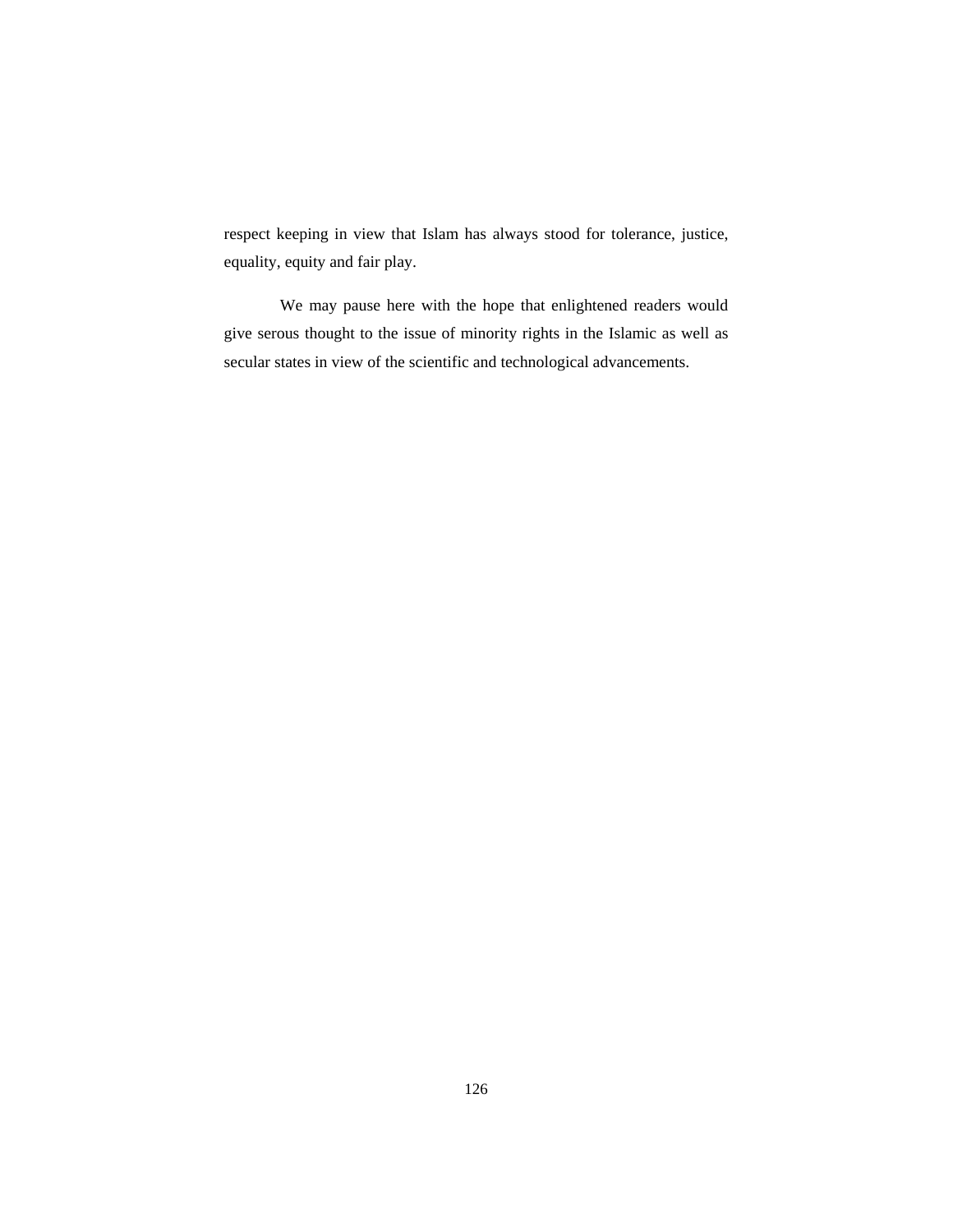respect keeping in view that Islam has always stood for tolerance, justice, equality, equity and fair play.

We may pause here with the hope that enlightened readers would give serous thought to the issue of minority rights in the Islamic as well as secular states in view of the scientific and technological advancements.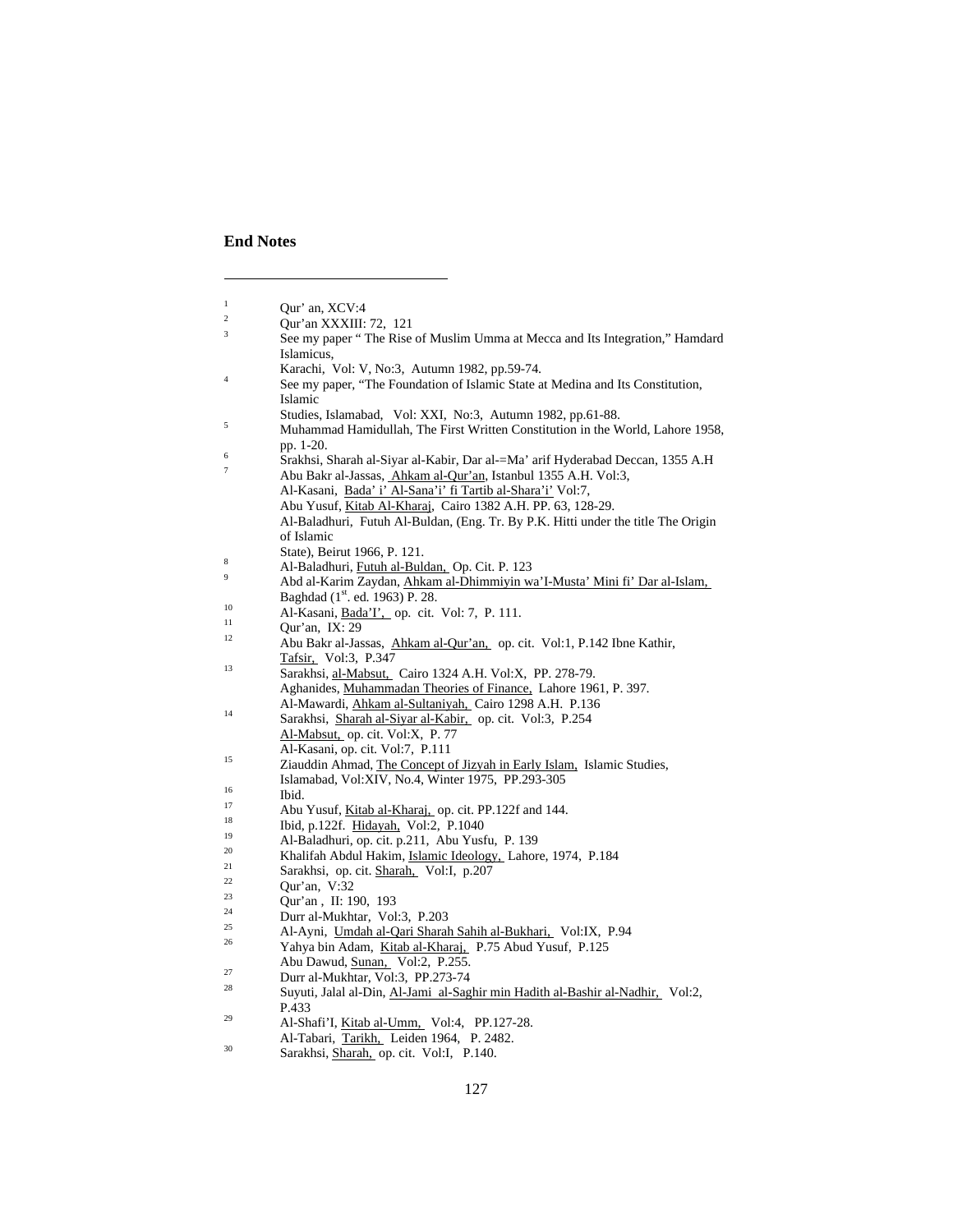## End Notes

1. Qur' an, XCV:4
2. Qur'an XXXIII: 72, 121
3. See my paper " The Rise of Muslim Umma at Mecca and Its Integration," Hamdard Islamicus, Karachi, Vol: V, No:3, Autumn 1982, pp.59-74.
4. See my paper, "The Foundation of Islamic State at Medina and Its Constitution, Islamic Studies, Islamabad, Vol: XXI, No:3, Autumn 1982, pp.61-88.
5. Muhammad Hamidullah, The First Written Constitution in the World, Lahore 1958, pp. 1-20.
6. Srakhsi, Sharah al-Siyar al-Kabir, Dar al-=Ma' arif Hyderabad Deccan, 1355 A.H
7. Abu Bakr al-Jassas, Ahkam al-Qur'an, Istanbul 1355 A.H. Vol:3, Al-Kasani, Bada' i' Al-Sana'i' fi Tartib al-Shara'i' Vol:7, Abu Yusuf, Kitab Al-Kharaj, Cairo 1382 A.H. PP. 63, 128-29. Al-Baladhuri, Futuh Al-Buldan, (Eng. Tr. By P.K. Hitti under the title The Origin of Islamic State), Beirut 1966, P. 121.
8. Al-Baladhuri, Futuh al-Buldan, Op. Cit. P. 123
9. Abd al-Karim Zaydan, Ahkam al-Dhimmiyin wa'I-Musta' Mini fi' Dar al-Islam, Baghdad (1st. ed. 1963) P. 28.
10. Al-Kasani, Bada'I', op. cit. Vol: 7, P. 111.
11. Qur'an, IX: 29
12. Abu Bakr al-Jassas, Ahkam al-Qur'an, op. cit. Vol:1, P.142 Ibne Kathir, Tafsir, Vol:3, P.347
13. Sarakhsi, al-Mabsut, Cairo 1324 A.H. Vol:X, PP. 278-79. Aghanides, Muhammadan Theories of Finance, Lahore 1961, P. 397. Al-Mawardi, Ahkam al-Sultaniyah, Cairo 1298 A.H. P.136
14. Sarakhsi, Sharah al-Siyar al-Kabir, op. cit. Vol:3, P.254 Al-Mabsut, op. cit. Vol:X, P. 77 Al-Kasani, op. cit. Vol:7, P.111
15. Ziauddin Ahmad, The Concept of Jizyah in Early Islam, Islamic Studies, Islamabad, Vol:XIV, No.4, Winter 1975, PP.293-305
16. Ibid.
17. Abu Yusuf, Kitab al-Kharaj, op. cit. PP.122f and 144.
18. Ibid, p.122f. Hidayah, Vol:2, P.1040
19. Al-Baladhuri, op. cit. p.211, Abu Yusfu, P. 139
20. Khalifah Abdul Hakim, Islamic Ideology, Lahore, 1974, P.184
21. Sarakhsi, op. cit. Sharah, Vol:I, p.207
22. Qur'an, V:32
23. Qur'an , II: 190, 193
24. Durr al-Mukhtar, Vol:3, P.203
25. Al-Ayni, Umdah al-Qari Sharah Sahih al-Bukhari, Vol:IX, P.94
26. Yahya bin Adam, Kitab al-Kharaj, P.75 Abud Yusuf, P.125 Abu Dawud, Sunan, Vol:2, P.255.
27. Durr al-Mukhtar, Vol:3, PP.273-74
28. Suyuti, Jalal al-Din, Al-Jami al-Saghir min Hadith al-Bashir al-Nadhir, Vol:2, P.433
29. Al-Shafi'I, Kitab al-Umm, Vol:4, PP.127-28. Al-Tabari, Tarikh, Leiden 1964, P. 2482.
30. Sarakhsi, Sharah, op. cit. Vol:I, P.140.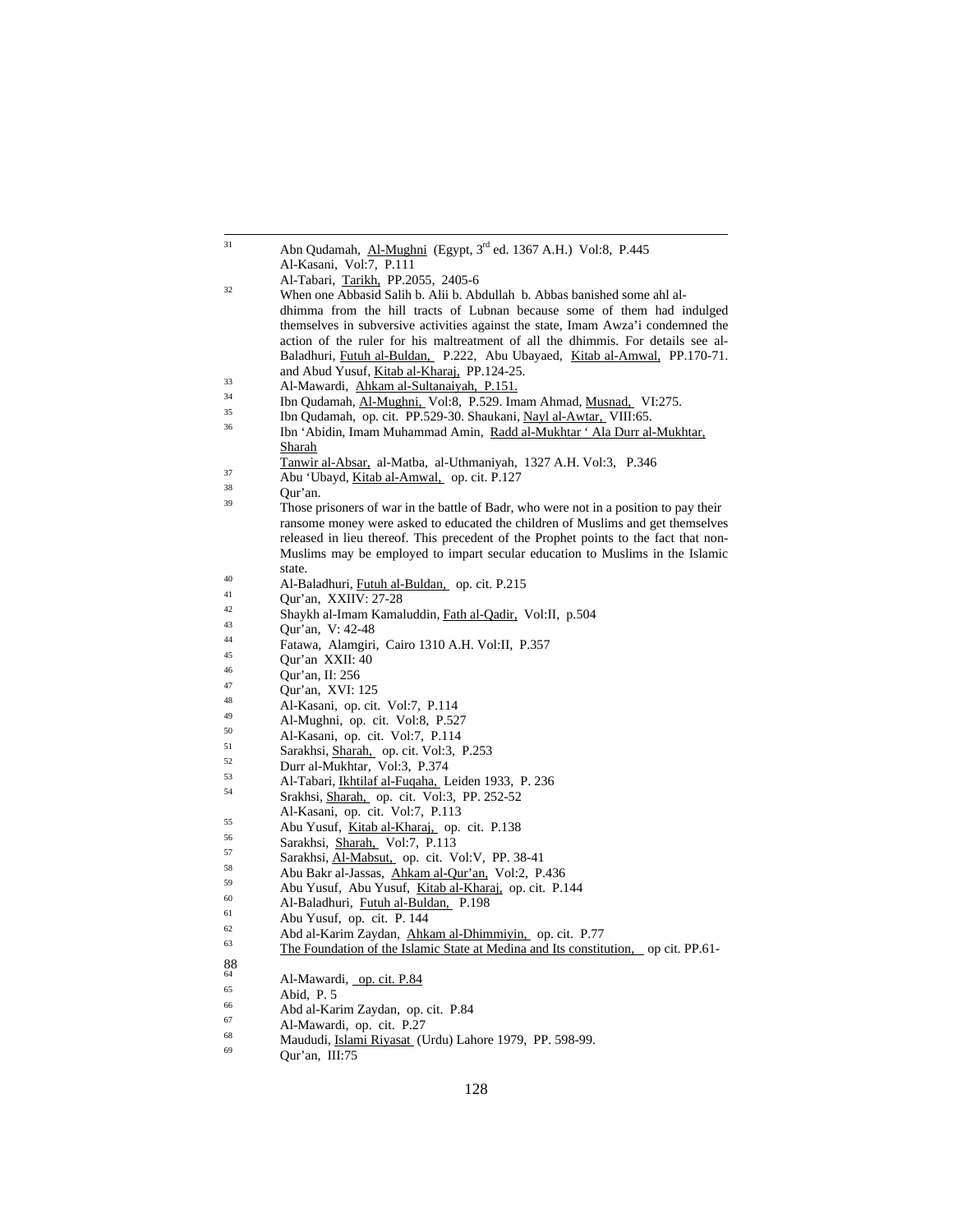[31] Abn Qudamah, Al-Mughni (Egypt, 3rd ed. 1367 A.H.) Vol:8, P.445
Al-Kasani, Vol:7, P.111
Al-Tabari, Tarikh, PP.2055, 2405-6

[32] When one Abbasid Salih b. Alii b. Abdullah b. Abbas banished some ahl al-dhimma from the hill tracts of Lubnan because some of them had indulged themselves in subversive activities against the state, Imam Awza'i condemned the action of the ruler for his maltreatment of all the dhimmis. For details see al-Baladhuri, Futuh al-Buldan, P.222, Abu Ubayaed, Kitab al-Amwal, PP.170-71. and Abud Yusuf, Kitab al-Kharaj, PP.124-25.

[33] Al-Mawardi, Ahkam al-Sultanaiyah, P.151.

[34] Ibn Qudamah, Al-Mughni, Vol:8, P.529. Imam Ahmad, Musnad, VI:275.

[35] Ibn Qudamah, op. cit. PP.529-30. Shaukani, Nayl al-Awtar, VIII:65.

[36] Ibn 'Abidin, Imam Muhammad Amin, Radd al-Mukhtar ' Ala Durr al-Mukhtar, Sharah
Tanwir al-Absar, al-Matba, al-Uthmaniyah, 1327 A.H. Vol:3, P.346

[37] Abu 'Ubayd, Kitab al-Amwal, op. cit. P.127

[38] Qur'an.

[39] Those prisoners of war in the battle of Badr, who were not in a position to pay their ransome money were asked to educated the children of Muslims and get themselves released in lieu thereof. This precedent of the Prophet points to the fact that non-Muslims may be employed to impart secular education to Muslims in the Islamic state.

[40] Al-Baladhuri, Futuh al-Buldan, op. cit. P.215

[41] Qur'an, XXIIV: 27-28

[42] Shaykh al-Imam Kamaluddin, Fath al-Qadir, Vol:II, p.504

[43] Qur'an, V: 42-48

[44] Fatawa, Alamgiri, Cairo 1310 A.H. Vol:II, P.357

[45] Qur'an XXII: 40

[46] Qur'an, II: 256

[47] Qur'an, XVI: 125

[48] Al-Kasani, op. cit. Vol:7, P.114

[49] Al-Mughni, op. cit. Vol:8, P.527

[50] Al-Kasani, op. cit. Vol:7, P.114

[51] Sarakhsi, Sharah, op. cit. Vol:3, P.253

[52] Durr al-Mukhtar, Vol:3, P.374

[53] Al-Tabari, Ikhtilaf al-Fuqaha, Leiden 1933, P. 236

[54] Srakhsi, Sharah, op. cit. Vol:3, PP. 252-52
Al-Kasani, op. cit. Vol:7, P.113

[55] Abu Yusuf, Kitab al-Kharaj, op. cit. P.138

[56] Sarakhsi, Sharah, Vol:7, P.113

[57] Sarakhsi, Al-Mabsut, op. cit. Vol:V, PP. 38-41

[58] Abu Bakr al-Jassas, Ahkam al-Qur'an, Vol:2, P.436

[59] Abu Yusuf, Abu Yusuf, Kitab al-Kharaj, op. cit. P.144

[60] Al-Baladhuri, Futuh al-Buldan, P.198

[61] Abu Yusuf, op. cit. P. 144

[62] Abd al-Karim Zaydan, Ahkam al-Dhimmiyin, op. cit. P.77

[63] The Foundation of the Islamic State at Medina and Its constitution, op cit. PP.61-88

[64] Al-Mawardi, op. cit. P.84

[65] Abid, P. 5

[66] Abd al-Karim Zaydan, op. cit. P.84

[67] Al-Mawardi, op. cit. P.27

[68] Maududi, Islami Riyasat (Urdu) Lahore 1979, PP. 598-99.

[69] Qur'an, III:75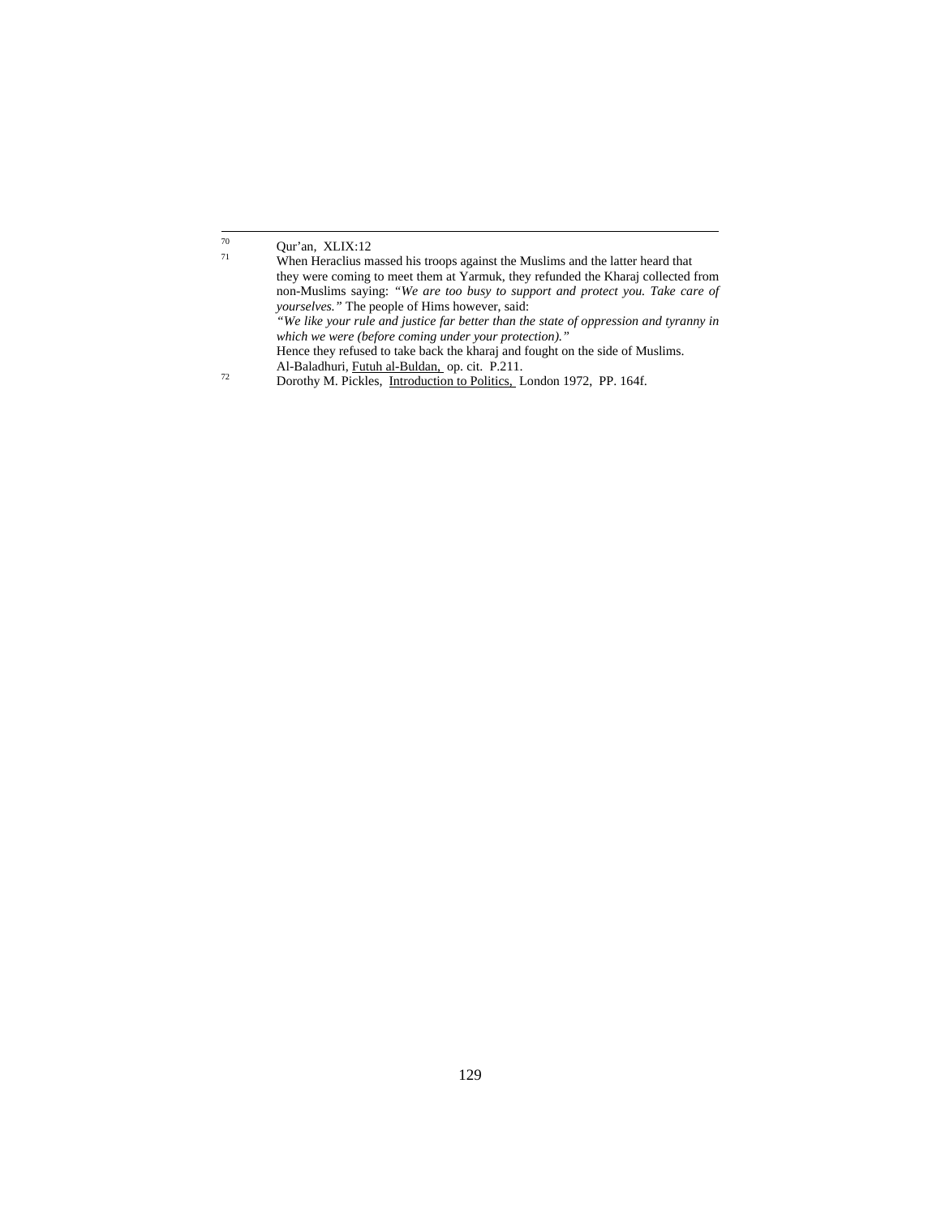---

[70] Qur'an, XLIX:12

[71] When Heraclius massed his troops against the Muslims and the latter heard that they were coming to meet them at Yarmuk, they refunded the Kharaj collected from non-Muslims saying: *"We are too busy to support and protect you. Take care of yourselves."* The people of Hims however, said:
*"We like your rule and justice far better than the state of oppression and tyranny in which we were (before coming under your protection)."*
Hence they refused to take back the kharaj and fought on the side of Muslims.
Al-Baladhuri, Futuh al-Buldan, op. cit. P.211.

[72] Dorothy M. Pickles, Introduction to Politics, London 1972, PP. 164f.